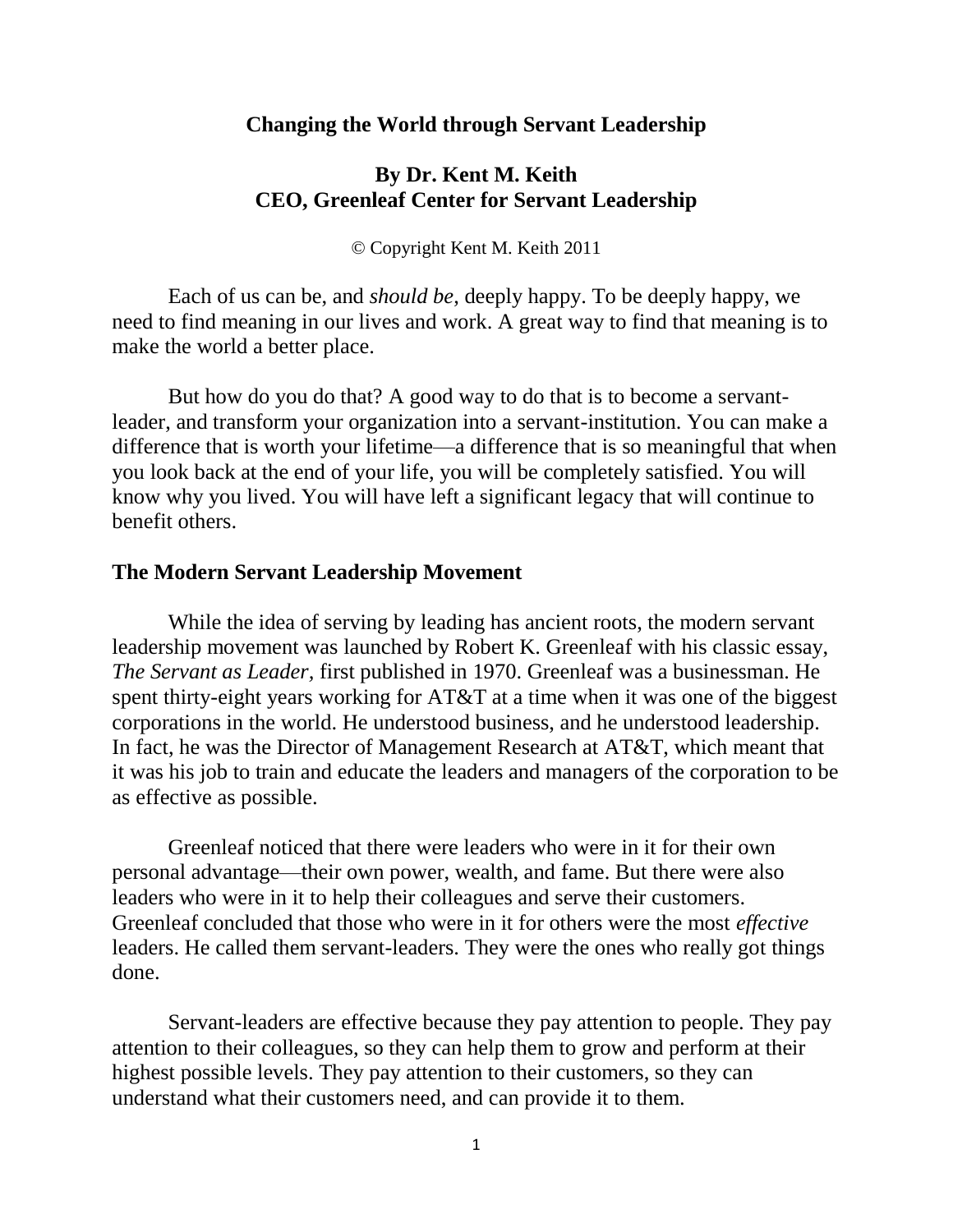# Changing the World through Servant Leadership

**By Dr. Kent M. Keith**
**CEO, Greenleaf Center for Servant Leadership**

© Copyright Kent M. Keith 2011

Each of us can be, and *should be,* deeply happy. To be deeply happy, we need to find meaning in our lives and work. A great way to find that meaning is to make the world a better place.

But how do you do that? A good way to do that is to become a servant-leader, and transform your organization into a servant-institution. You can make a difference that is worth your lifetime—a difference that is so meaningful that when you look back at the end of your life, you will be completely satisfied. You will know why you lived. You will have left a significant legacy that will continue to benefit others.

## The Modern Servant Leadership Movement

While the idea of serving by leading has ancient roots, the modern servant leadership movement was launched by Robert K. Greenleaf with his classic essay, *The Servant as Leader,* first published in 1970. Greenleaf was a businessman. He spent thirty-eight years working for AT&T at a time when it was one of the biggest corporations in the world. He understood business, and he understood leadership. In fact, he was the Director of Management Research at AT&T, which meant that it was his job to train and educate the leaders and managers of the corporation to be as effective as possible.

Greenleaf noticed that there were leaders who were in it for their own personal advantage—their own power, wealth, and fame. But there were also leaders who were in it to help their colleagues and serve their customers. Greenleaf concluded that those who were in it for others were the most *effective* leaders. He called them servant-leaders. They were the ones who really got things done.

Servant-leaders are effective because they pay attention to people. They pay attention to their colleagues, so they can help them to grow and perform at their highest possible levels. They pay attention to their customers, so they can understand what their customers need, and can provide it to them.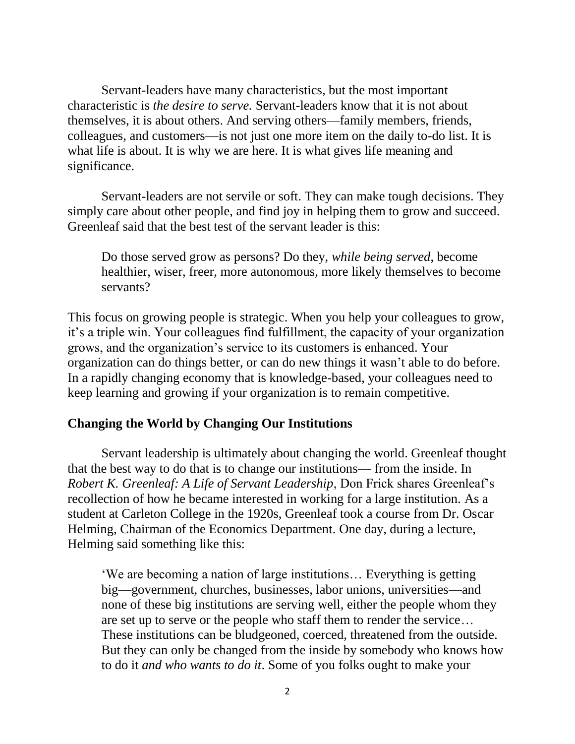Servant-leaders have many characteristics, but the most important characteristic is *the desire to serve.* Servant-leaders know that it is not about themselves, it is about others. And serving others—family members, friends, colleagues, and customers—is not just one more item on the daily to-do list. It is what life is about. It is why we are here. It is what gives life meaning and significance.

Servant-leaders are not servile or soft. They can make tough decisions. They simply care about other people, and find joy in helping them to grow and succeed. Greenleaf said that the best test of the servant leader is this:

> Do those served grow as persons? Do they, *while being served*, become healthier, wiser, freer, more autonomous, more likely themselves to become servants?

This focus on growing people is strategic. When you help your colleagues to grow, it's a triple win. Your colleagues find fulfillment, the capacity of your organization grows, and the organization's service to its customers is enhanced. Your organization can do things better, or can do new things it wasn't able to do before. In a rapidly changing economy that is knowledge-based, your colleagues need to keep learning and growing if your organization is to remain competitive.

## Changing the World by Changing Our Institutions

Servant leadership is ultimately about changing the world. Greenleaf thought that the best way to do that is to change our institutions— from the inside. In *Robert K. Greenleaf: A Life of Servant Leadership*, Don Frick shares Greenleaf's recollection of how he became interested in working for a large institution. As a student at Carleton College in the 1920s, Greenleaf took a course from Dr. Oscar Helming, Chairman of the Economics Department. One day, during a lecture, Helming said something like this:

> 'We are becoming a nation of large institutions… Everything is getting big—government, churches, businesses, labor unions, universities—and none of these big institutions are serving well, either the people whom they are set up to serve or the people who staff them to render the service… These institutions can be bludgeoned, coerced, threatened from the outside. But they can only be changed from the inside by somebody who knows how to do it *and who wants to do it*. Some of you folks ought to make your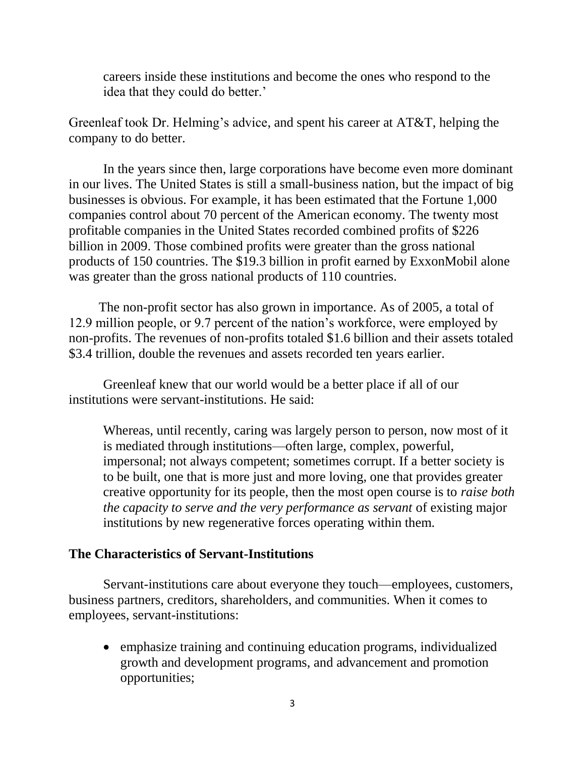careers inside these institutions and become the ones who respond to the idea that they could do better.'

Greenleaf took Dr. Helming's advice, and spent his career at AT&T, helping the company to do better.

In the years since then, large corporations have become even more dominant in our lives. The United States is still a small-business nation, but the impact of big businesses is obvious. For example, it has been estimated that the Fortune 1,000 companies control about 70 percent of the American economy. The twenty most profitable companies in the United States recorded combined profits of $226 billion in 2009. Those combined profits were greater than the gross national products of 150 countries. The $19.3 billion in profit earned by ExxonMobil alone was greater than the gross national products of 110 countries.

The non-profit sector has also grown in importance. As of 2005, a total of 12.9 million people, or 9.7 percent of the nation's workforce, were employed by non-profits. The revenues of non-profits totaled $1.6 billion and their assets totaled $3.4 trillion, double the revenues and assets recorded ten years earlier.

Greenleaf knew that our world would be a better place if all of our institutions were servant-institutions. He said:

> Whereas, until recently, caring was largely person to person, now most of it is mediated through institutions—often large, complex, powerful, impersonal; not always competent; sometimes corrupt. If a better society is to be built, one that is more just and more loving, one that provides greater creative opportunity for its people, then the most open course is to *raise both the capacity to serve and the very performance as servant* of existing major institutions by new regenerative forces operating within them.

## The Characteristics of Servant-Institutions

Servant-institutions care about everyone they touch—employees, customers, business partners, creditors, shareholders, and communities. When it comes to employees, servant-institutions:

- emphasize training and continuing education programs, individualized growth and development programs, and advancement and promotion opportunities;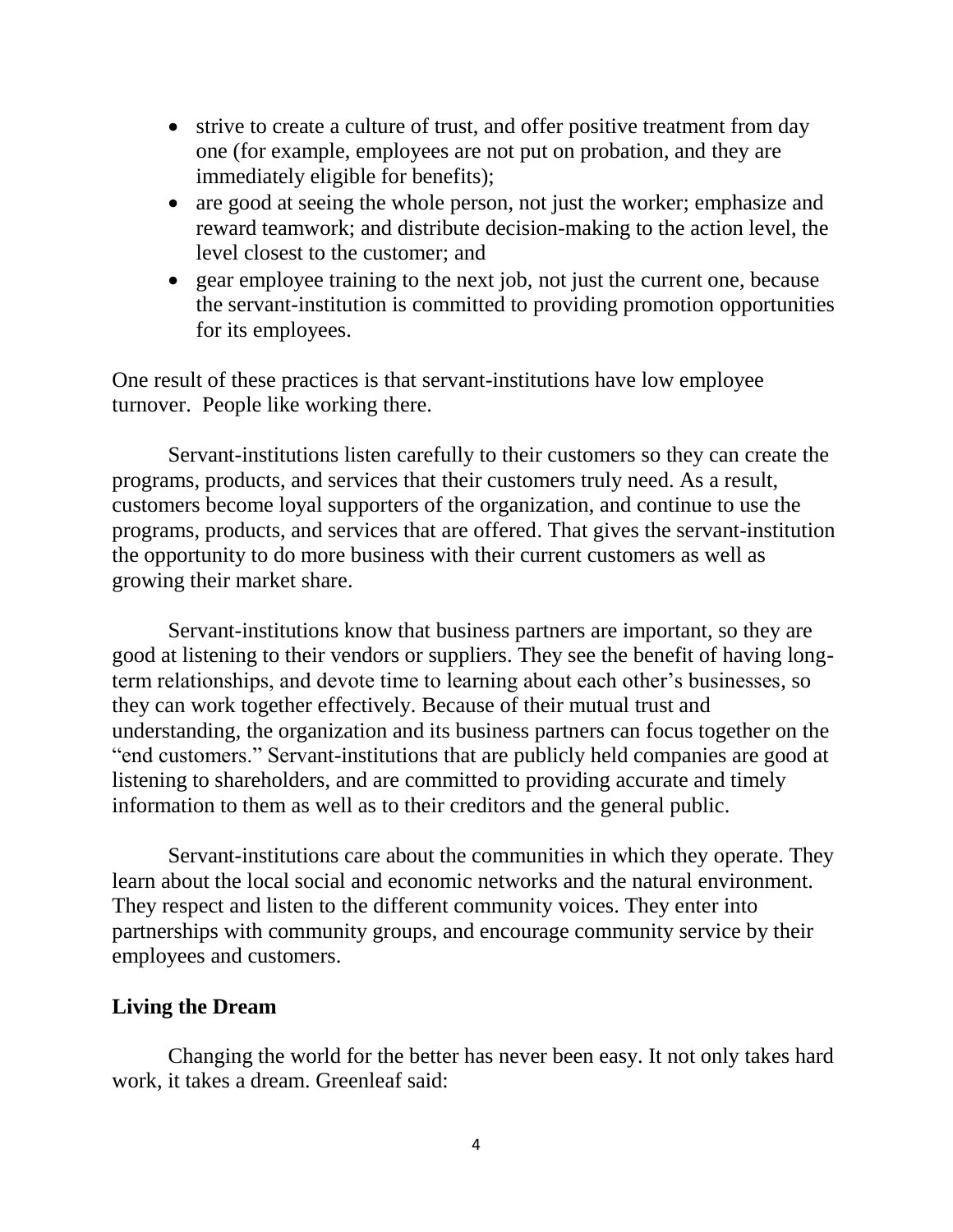- strive to create a culture of trust, and offer positive treatment from day one (for example, employees are not put on probation, and they are immediately eligible for benefits);
- are good at seeing the whole person, not just the worker; emphasize and reward teamwork; and distribute decision-making to the action level, the level closest to the customer; and
- gear employee training to the next job, not just the current one, because the servant-institution is committed to providing promotion opportunities for its employees.

One result of these practices is that servant-institutions have low employee turnover. People like working there.

Servant-institutions listen carefully to their customers so they can create the programs, products, and services that their customers truly need. As a result, customers become loyal supporters of the organization, and continue to use the programs, products, and services that are offered. That gives the servant-institution the opportunity to do more business with their current customers as well as growing their market share.

Servant-institutions know that business partners are important, so they are good at listening to their vendors or suppliers. They see the benefit of having long-term relationships, and devote time to learning about each other's businesses, so they can work together effectively. Because of their mutual trust and understanding, the organization and its business partners can focus together on the "end customers." Servant-institutions that are publicly held companies are good at listening to shareholders, and are committed to providing accurate and timely information to them as well as to their creditors and the general public.

Servant-institutions care about the communities in which they operate. They learn about the local social and economic networks and the natural environment. They respect and listen to the different community voices. They enter into partnerships with community groups, and encourage community service by their employees and customers.

**Living the Dream**

Changing the world for the better has never been easy. It not only takes hard work, it takes a dream. Greenleaf said: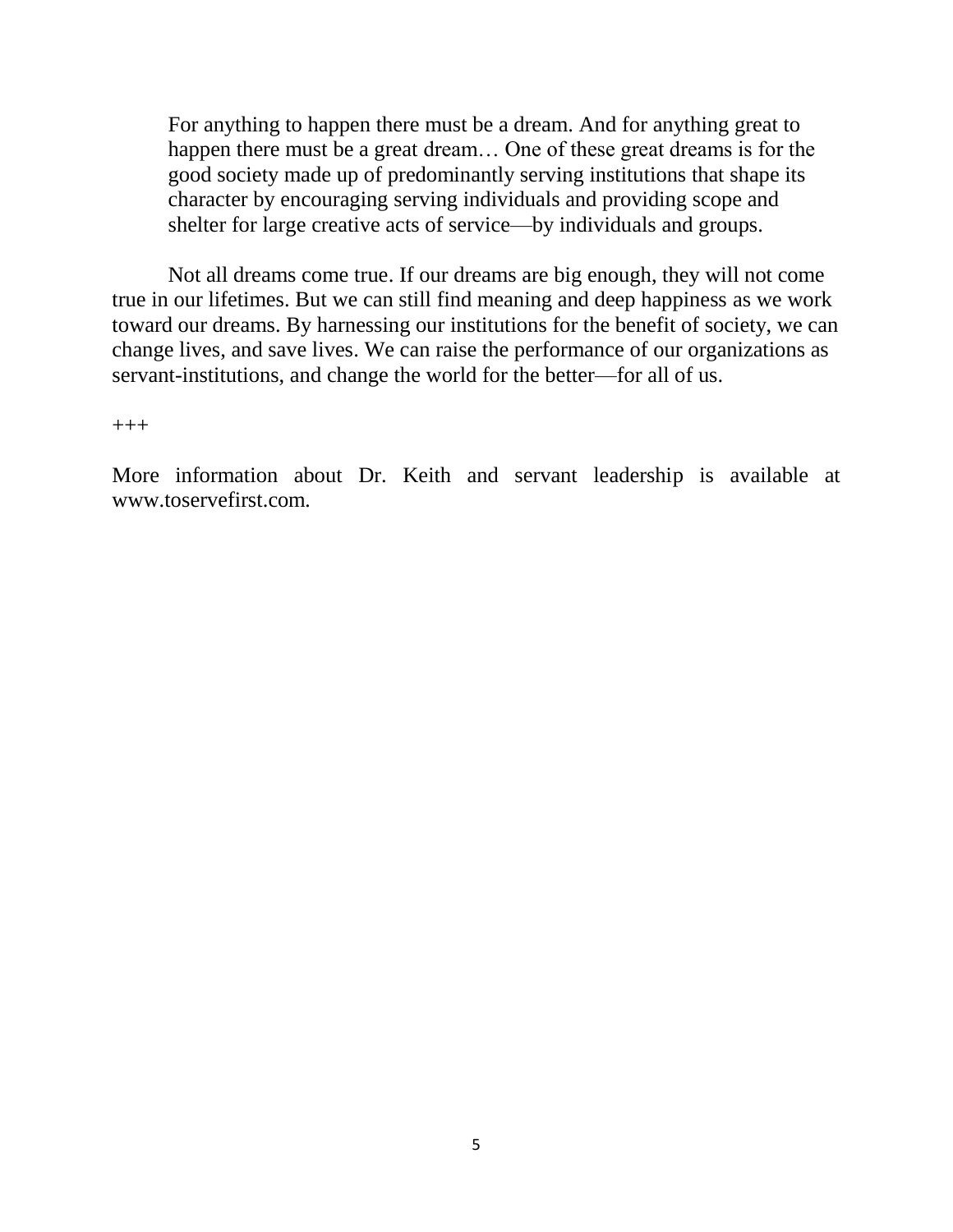> For anything to happen there must be a dream. And for anything great to happen there must be a great dream… One of these great dreams is for the good society made up of predominantly serving institutions that shape its character by encouraging serving individuals and providing scope and shelter for large creative acts of service—by individuals and groups.

Not all dreams come true. If our dreams are big enough, they will not come true in our lifetimes. But we can still find meaning and deep happiness as we work toward our dreams. By harnessing our institutions for the benefit of society, we can change lives, and save lives. We can raise the performance of our organizations as servant-institutions, and change the world for the better—for all of us.

+++

More information about Dr. Keith and servant leadership is available at www.toservefirst.com.